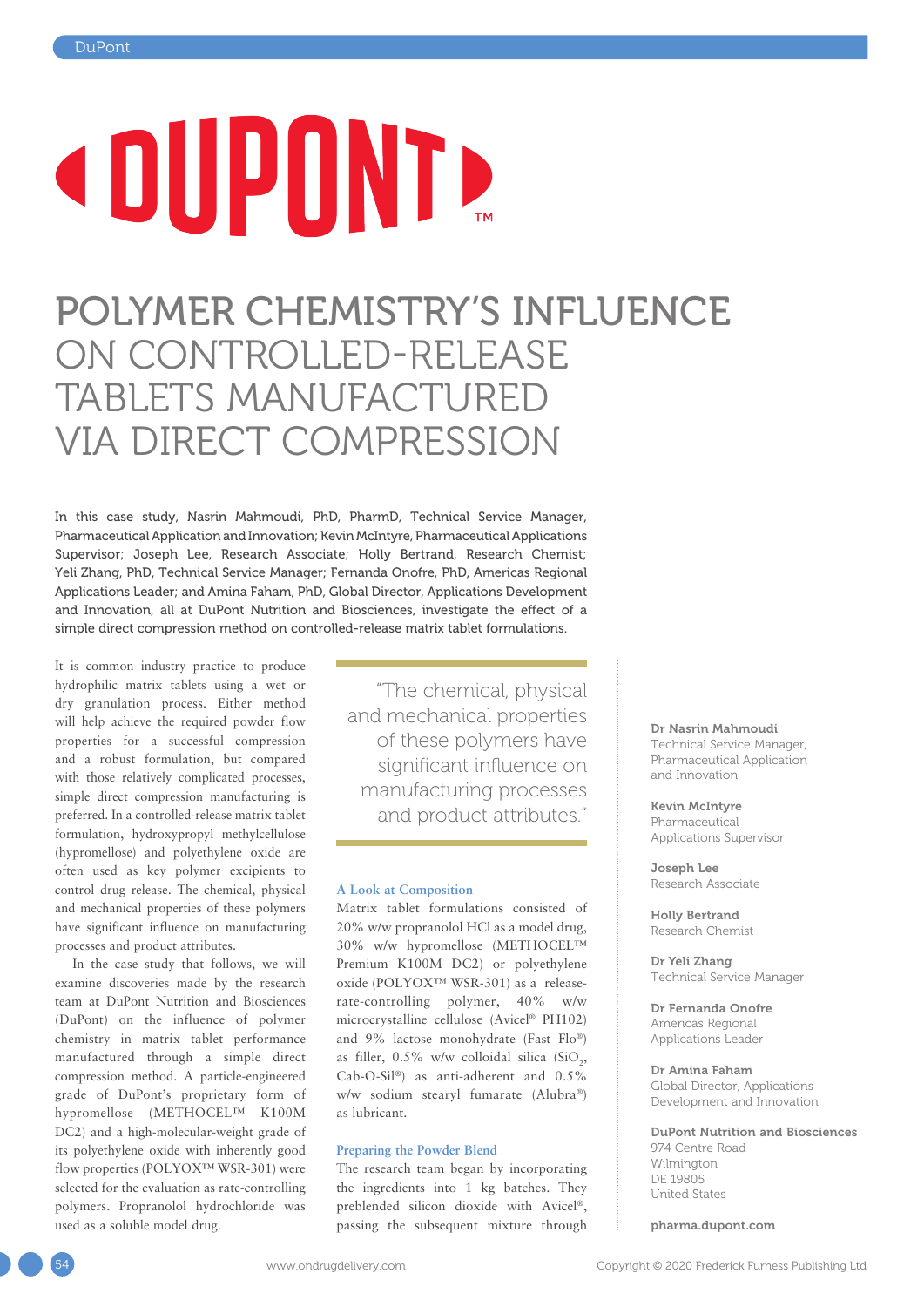# POLYMER CHEMISTRY'S INFLUENCE ON CONTROLLED-RELEASE TABLETS MANUFACTURED VIA DIRECT COMPRESSION

In this case study, Nasrin Mahmoudi, PhD, PharmD, Technical Service Manager, Pharmaceutical Application and Innovation; Kevin McIntyre, Pharmaceutical Applications Supervisor; Joseph Lee, Research Associate; Holly Bertrand, Research Chemist; Yeli Zhang, PhD, Technical Service Manager; Fernanda Onofre, PhD, Americas Regional Applications Leader; and Amina Faham, PhD, Global Director, Applications Development and Innovation, all at DuPont Nutrition and Biosciences, investigate the effect of a simple direct compression method on controlled-release matrix tablet formulations.

It is common industry practice to produce hydrophilic matrix tablets using a wet or dry granulation process. Either method will help achieve the required powder flow properties for a successful compression and a robust formulation, but compared with those relatively complicated processes, simple direct compression manufacturing is preferred. In a controlled-release matrix tablet formulation, hydroxypropyl methylcellulose (hypromellose) and polyethylene oxide are often used as key polymer excipients to control drug release. The chemical, physical and mechanical properties of these polymers have significant influence on manufacturing processes and product attributes.

In the case study that follows, we will examine discoveries made by the research team at DuPont Nutrition and Biosciences (DuPont) on the influence of polymer chemistry in matrix tablet performance manufactured through a simple direct compression method. A particle-engineered grade of DuPont's proprietary form of hypromellose (METHOCEL™ K100M DC2) and a high-molecular-weight grade of its polyethylene oxide with inherently good flow properties (POLYOX™ WSR-301) were selected for the evaluation as rate-controlling polymers. Propranolol hydrochloride was used as a soluble model drug.

> "The chemical, physical and mechanical properties of these polymers have significant influence on manufacturing processes and product attributes."

### A Look at Composition

Matrix tablet formulations consisted of 20% w/w propranolol HCl as a model drug, 30% w/w hypromellose (METHOCEL™ Premium K100M DC2) or polyethylene oxide (POLYOX™ WSR-301) as a release-rate-controlling polymer, 40% w/w microcrystalline cellulose (Avicel® PH102) and 9% lactose monohydrate (Fast Flo®) as filler, 0.5% w/w colloidal silica ($SiO_2$, Cab-O-Sil®) as anti-adherent and 0.5% w/w sodium stearyl fumarate (Alubra®) as lubricant.

### Preparing the Powder Blend

The research team began by incorporating the ingredients into 1 kg batches. They preblended silicon dioxide with Avicel®, passing the subsequent mixture through

**Dr Nasrin Mahmoudi**
Technical Service Manager, Pharmaceutical Application and Innovation

**Kevin McIntyre**
Pharmaceutical Applications Supervisor

**Joseph Lee**
Research Associate

**Holly Bertrand**
Research Chemist

**Dr Yeli Zhang**
Technical Service Manager

**Dr Fernanda Onofre**
Americas Regional Applications Leader

**Dr Amina Faham**
Global Director, Applications Development and Innovation

**DuPont Nutrition and Biosciences**
974 Centre Road
Wilmington
DE 19805
United States

**pharma.dupont.com**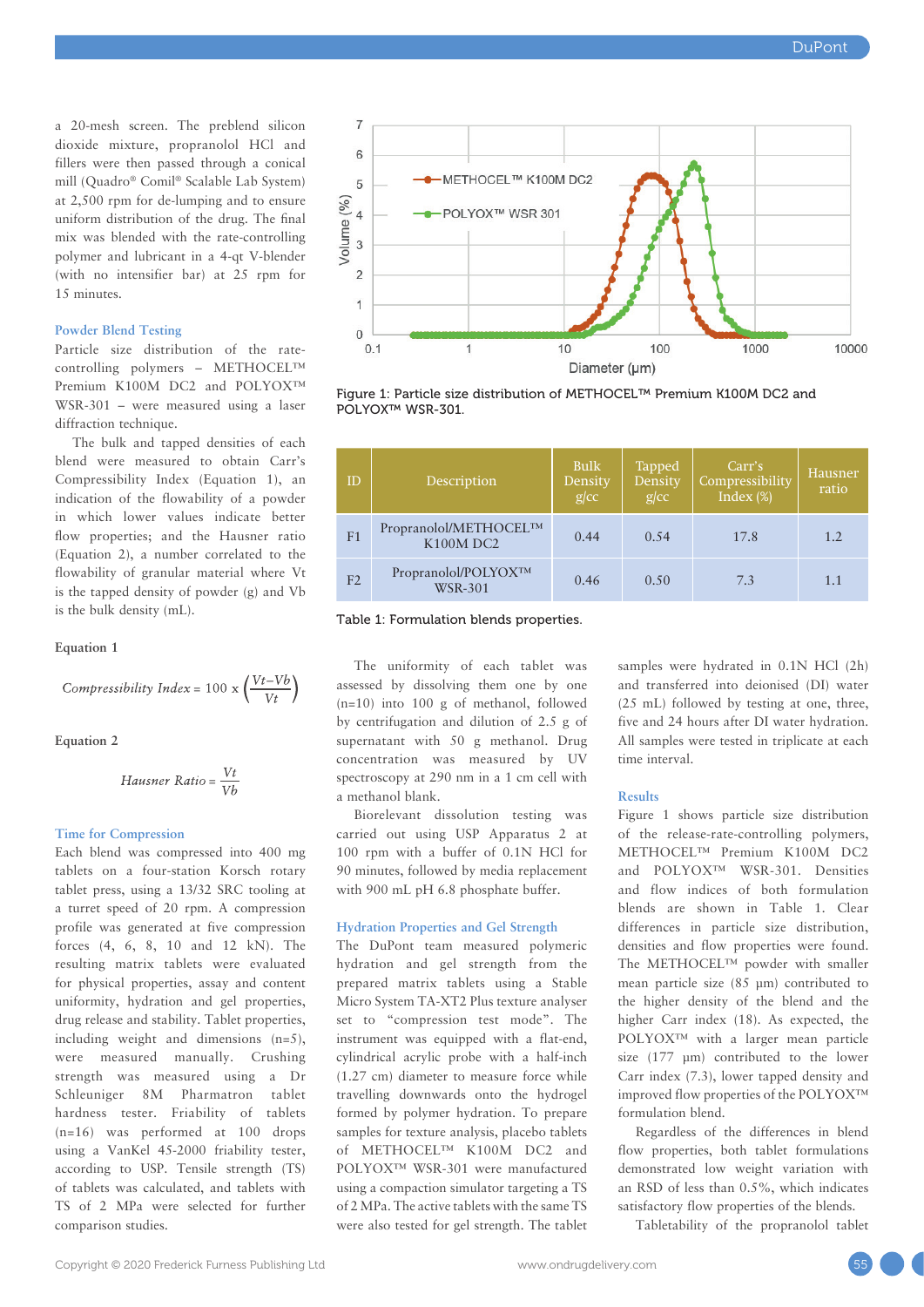a 20-mesh screen. The preblend silicon dioxide mixture, propranolol HCl and fillers were then passed through a conical mill (Quadro® Comil® Scalable Lab System) at 2,500 rpm for de-lumping and to ensure uniform distribution of the drug. The final mix was blended with the rate-controlling polymer and lubricant in a 4-qt V-blender (with no intensifier bar) at 25 rpm for 15 minutes.

### Powder Blend Testing

Particle size distribution of the rate-controlling polymers – METHOCEL™ Premium K100M DC2 and POLYOX™ WSR-301 – were measured using a laser diffraction technique.

The bulk and tapped densities of each blend were measured to obtain Carr's Compressibility Index (Equation 1), an indication of the flowability of a powder in which lower values indicate better flow properties; and the Hausner ratio (Equation 2), a number correlated to the flowability of granular material where Vt is the tapped density of powder (g) and Vb is the bulk density (mL).

**Equation 1**

$$Compressibility\ Index = 100 \times \left(\frac{Vt - Vb}{Vt}\right)$$

**Equation 2**

$$Hausner\ Ratio = \frac{Vt}{Vb}$$

### Time for Compression

Each blend was compressed into 400 mg tablets on a four-station Korsch rotary tablet press, using a 13/32 SRC tooling at a turret speed of 20 rpm. A compression profile was generated at five compression forces (4, 6, 8, 10 and 12 kN). The resulting matrix tablets were evaluated for physical properties, assay and content uniformity, hydration and gel properties, drug release and stability. Tablet properties, including weight and dimensions (n=5), were measured manually. Crushing strength was measured using a Dr Schleuniger 8M Pharmatron tablet hardness tester. Friability of tablets (n=16) was performed at 100 drops using a VanKel 45-2000 friability tester, according to USP. Tensile strength (TS) of tablets was calculated, and tablets with TS of 2 MPa were selected for further comparison studies.

Figure 1: Particle size distribution of METHOCEL™ Premium K100M DC2 and POLYOX™ WSR-301.

| ID | Description | Bulk Density g/cc | Tapped Density g/cc | Carr's Compressibility Index (%) | Hausner ratio |
|---|---|---|---|---|---|
| F1 | Propranolol/METHOCEL™ K100M DC2 | 0.44 | 0.54 | 17.8 | 1.2 |
| F2 | Propranolol/POLYOX™ WSR-301 | 0.46 | 0.50 | 7.3 | 1.1 |

Table 1: Formulation blends properties.

The uniformity of each tablet was assessed by dissolving them one by one (n=10) into 100 g of methanol, followed by centrifugation and dilution of 2.5 g of supernatant with 50 g methanol. Drug concentration was measured by UV spectroscopy at 290 nm in a 1 cm cell with a methanol blank.

Biorelevant dissolution testing was carried out using USP Apparatus 2 at 100 rpm with a buffer of 0.1N HCl for 90 minutes, followed by media replacement with 900 mL pH 6.8 phosphate buffer.

### Hydration Properties and Gel Strength

The DuPont team measured polymeric hydration and gel strength from the prepared matrix tablets using a Stable Micro System TA-XT2 Plus texture analyser set to "compression test mode". The instrument was equipped with a flat-end, cylindrical acrylic probe with a half-inch (1.27 cm) diameter to measure force while travelling downwards onto the hydrogel formed by polymer hydration. To prepare samples for texture analysis, placebo tablets of METHOCEL™ K100M DC2 and POLYOX™ WSR-301 were manufactured using a compaction simulator targeting a TS of 2 MPa. The active tablets with the same TS were also tested for gel strength. The tablet samples were hydrated in 0.1N HCl (2h) and transferred into deionised (DI) water (25 mL) followed by testing at one, three, five and 24 hours after DI water hydration. All samples were tested in triplicate at each time interval.

### Results

Figure 1 shows particle size distribution of the release-rate-controlling polymers, METHOCEL™ Premium K100M DC2 and POLYOX™ WSR-301. Densities and flow indices of both formulation blends are shown in Table 1. Clear differences in particle size distribution, densities and flow properties were found. The METHOCEL™ powder with smaller mean particle size (85 μm) contributed to the higher density of the blend and the higher Carr index (18). As expected, the POLYOX™ with a larger mean particle size (177 μm) contributed to the lower Carr index (7.3), lower tapped density and improved flow properties of the POLYOX™ formulation blend.

Regardless of the differences in blend flow properties, both tablet formulations demonstrated low weight variation with an RSD of less than 0.5%, which indicates satisfactory flow properties of the blends.

Tabletability of the propranolol tablet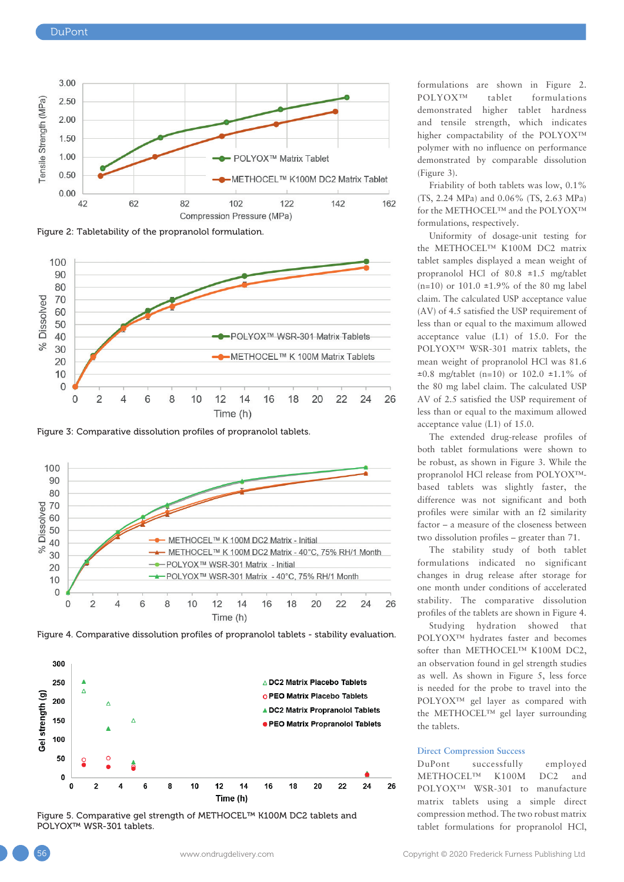Figure 2: Tabletability of the propranolol formulation.

Figure 3: Comparative dissolution profiles of propranolol tablets.

Figure 4. Comparative dissolution profiles of propranolol tablets - stability evaluation.

Figure 5. Comparative gel strength of METHOCEL™ K100M DC2 tablets and POLYOX™ WSR-301 tablets.

formulations are shown in Figure 2. POLYOX™ tablet formulations demonstrated higher tablet hardness and tensile strength, which indicates higher compactability of the POLYOX™ polymer with no influence on performance demonstrated by comparable dissolution (Figure 3).

Friability of both tablets was low, 0.1% (TS, 2.24 MPa) and 0.06% (TS, 2.63 MPa) for the METHOCEL™ and the POLYOX™ formulations, respectively.

Uniformity of dosage-unit testing for the METHOCEL™ K100M DC2 matrix tablet samples displayed a mean weight of propranolol HCl of 80.8 ±1.5 mg/tablet (n=10) or 101.0 ±1.9% of the 80 mg label claim. The calculated USP acceptance value (AV) of 4.5 satisfied the USP requirement of less than or equal to the maximum allowed acceptance value (L1) of 15.0. For the POLYOX™ WSR-301 matrix tablets, the mean weight of propranolol HCl was 81.6 ±0.8 mg/tablet (n=10) or 102.0 ±1.1% of the 80 mg label claim. The calculated USP AV of 2.5 satisfied the USP requirement of less than or equal to the maximum allowed acceptance value (L1) of 15.0.

The extended drug-release profiles of both tablet formulations were shown to be robust, as shown in Figure 3. While the propranolol HCl release from POLYOX™-based tablets was slightly faster, the difference was not significant and both profiles were similar with an f2 similarity factor – a measure of the closeness between two dissolution profiles – greater than 71.

The stability study of both tablet formulations indicated no significant changes in drug release after storage for one month under conditions of accelerated stability. The comparative dissolution profiles of the tablets are shown in Figure 4.

Studying hydration showed that POLYOX™ hydrates faster and becomes softer than METHOCEL™ K100M DC2, an observation found in gel strength studies as well. As shown in Figure 5, less force is needed for the probe to travel into the POLYOX™ gel layer as compared with the METHOCEL™ gel layer surrounding the tablets.

## Direct Compression Success

DuPont successfully employed METHOCEL™ K100M DC2 and POLYOX™ WSR-301 to manufacture matrix tablets using a simple direct compression method. The two robust matrix tablet formulations for propranolol HCl,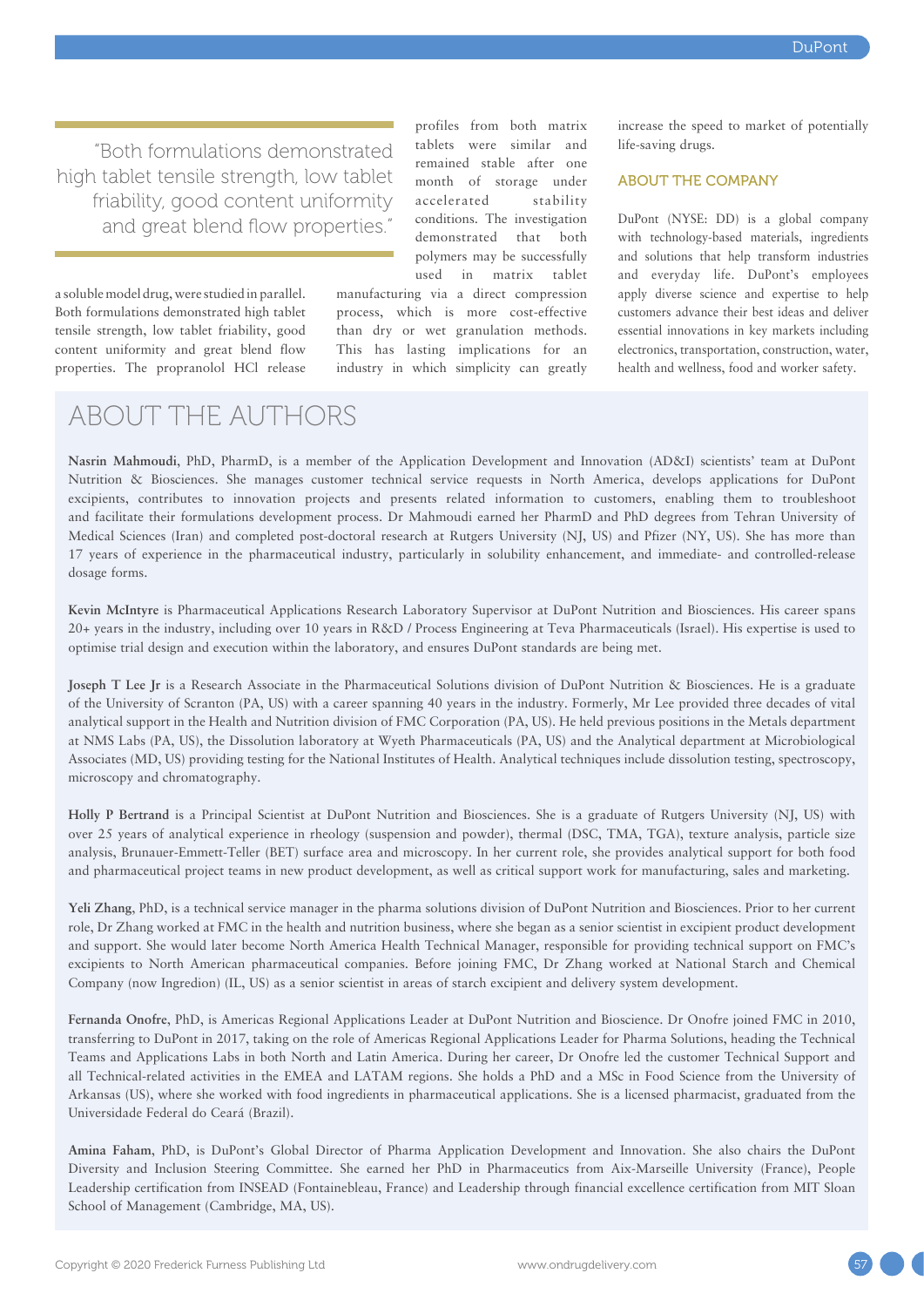> "Both formulations demonstrated high tablet tensile strength, low tablet friability, good content uniformity and great blend flow properties."

a soluble model drug, were studied in parallel. Both formulations demonstrated high tablet tensile strength, low tablet friability, good content uniformity and great blend flow properties. The propranolol HCl release profiles from both matrix tablets were similar and remained stable after one month of storage under accelerated stability conditions. The investigation demonstrated that both polymers may be successfully used in matrix tablet manufacturing via a direct compression process, which is more cost-effective than dry or wet granulation methods. This has lasting implications for an industry in which simplicity can greatly increase the speed to market of potentially life-saving drugs.

## ABOUT THE COMPANY

DuPont (NYSE: DD) is a global company with technology-based materials, ingredients and solutions that help transform industries and everyday life. DuPont's employees apply diverse science and expertise to help customers advance their best ideas and deliver essential innovations in key markets including electronics, transportation, construction, water, health and wellness, food and worker safety.

## ABOUT THE AUTHORS

**Nasrin Mahmoudi**, PhD, PharmD, is a member of the Application Development and Innovation (AD&I) scientists' team at DuPont Nutrition & Biosciences. She manages customer technical service requests in North America, develops applications for DuPont excipients, contributes to innovation projects and presents related information to customers, enabling them to troubleshoot and facilitate their formulations development process. Dr Mahmoudi earned her PharmD and PhD degrees from Tehran University of Medical Sciences (Iran) and completed post-doctoral research at Rutgers University (NJ, US) and Pfizer (NY, US). She has more than 17 years of experience in the pharmaceutical industry, particularly in solubility enhancement, and immediate- and controlled-release dosage forms.

**Kevin McIntyre** is Pharmaceutical Applications Research Laboratory Supervisor at DuPont Nutrition and Biosciences. His career spans 20+ years in the industry, including over 10 years in R&D / Process Engineering at Teva Pharmaceuticals (Israel). His expertise is used to optimise trial design and execution within the laboratory, and ensures DuPont standards are being met.

**Joseph T Lee Jr** is a Research Associate in the Pharmaceutical Solutions division of DuPont Nutrition & Biosciences. He is a graduate of the University of Scranton (PA, US) with a career spanning 40 years in the industry. Formerly, Mr Lee provided three decades of vital analytical support in the Health and Nutrition division of FMC Corporation (PA, US). He held previous positions in the Metals department at NMS Labs (PA, US), the Dissolution laboratory at Wyeth Pharmaceuticals (PA, US) and the Analytical department at Microbiological Associates (MD, US) providing testing for the National Institutes of Health. Analytical techniques include dissolution testing, spectroscopy, microscopy and chromatography.

**Holly P Bertrand** is a Principal Scientist at DuPont Nutrition and Biosciences. She is a graduate of Rutgers University (NJ, US) with over 25 years of analytical experience in rheology (suspension and powder), thermal (DSC, TMA, TGA), texture analysis, particle size analysis, Brunauer-Emmett-Teller (BET) surface area and microscopy. In her current role, she provides analytical support for both food and pharmaceutical project teams in new product development, as well as critical support work for manufacturing, sales and marketing.

**Yeli Zhang**, PhD, is a technical service manager in the pharma solutions division of DuPont Nutrition and Biosciences. Prior to her current role, Dr Zhang worked at FMC in the health and nutrition business, where she began as a senior scientist in excipient product development and support. She would later become North America Health Technical Manager, responsible for providing technical support on FMC's excipients to North American pharmaceutical companies. Before joining FMC, Dr Zhang worked at National Starch and Chemical Company (now Ingredion) (IL, US) as a senior scientist in areas of starch excipient and delivery system development.

**Fernanda Onofre**, PhD, is Americas Regional Applications Leader at DuPont Nutrition and Bioscience. Dr Onofre joined FMC in 2010, transferring to DuPont in 2017, taking on the role of Americas Regional Applications Leader for Pharma Solutions, heading the Technical Teams and Applications Labs in both North and Latin America. During her career, Dr Onofre led the customer Technical Support and all Technical-related activities in the EMEA and LATAM regions. She holds a PhD and a MSc in Food Science from the University of Arkansas (US), where she worked with food ingredients in pharmaceutical applications. She is a licensed pharmacist, graduated from the Universidade Federal do Ceará (Brazil).

**Amina Faham**, PhD, is DuPont's Global Director of Pharma Application Development and Innovation. She also chairs the DuPont Diversity and Inclusion Steering Committee. She earned her PhD in Pharmaceutics from Aix-Marseille University (France), People Leadership certification from INSEAD (Fontainebleau, France) and Leadership through financial excellence certification from MIT Sloan School of Management (Cambridge, MA, US).